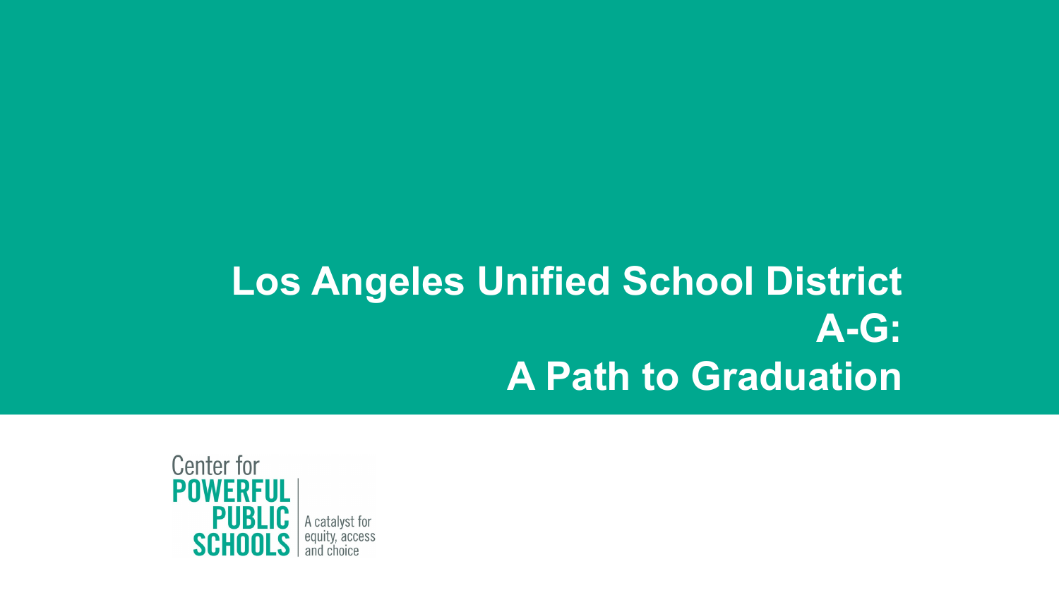# Los Angeles Unified School District A-G: A Path to Graduation

Center for POWERFUL PUBLIC SCHOOLS

A catalyst for equity, access and choice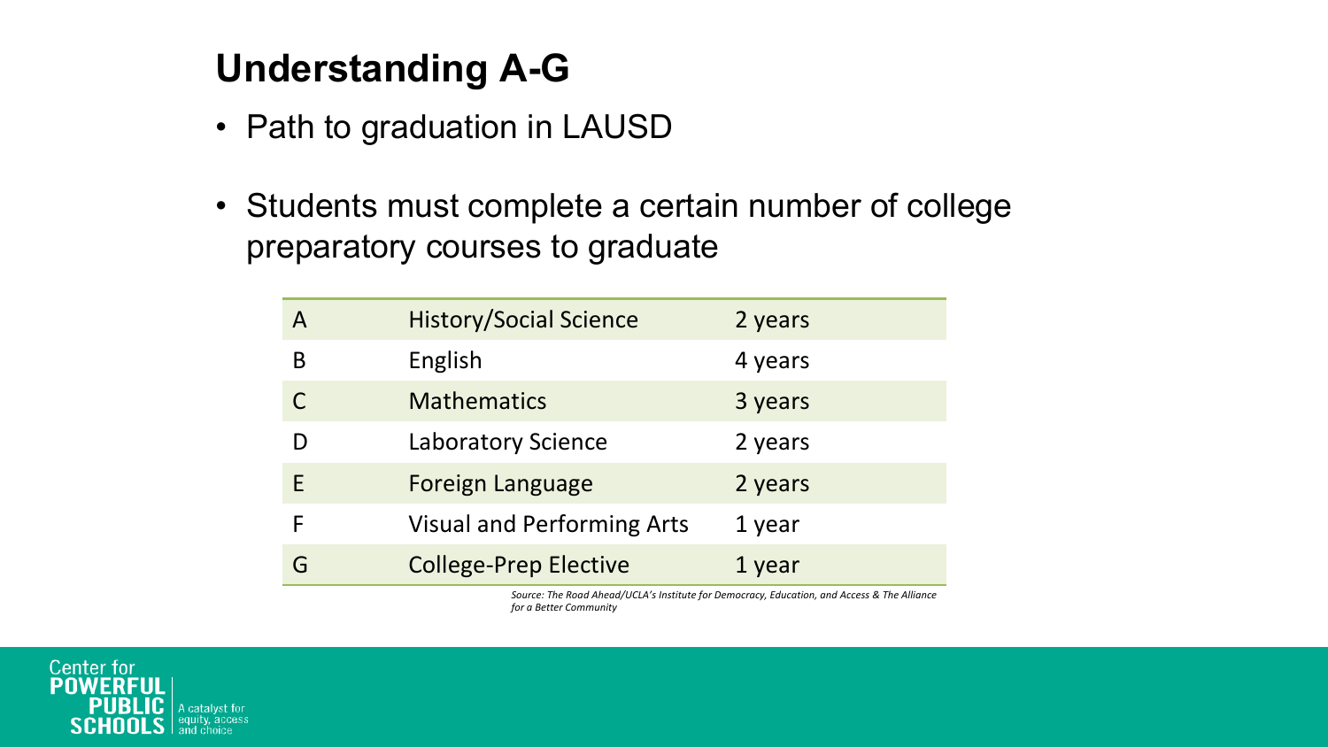## Understanding A-G

- Path to graduation in LAUSD
- Students must complete a certain number of college preparatory courses to graduate

| | | |
|---|---|---|
| A | History/Social Science | 2 years |
| B | English | 4 years |
| C | Mathematics | 3 years |
| D | Laboratory Science | 2 years |
| E | Foreign Language | 2 years |
| F | Visual and Performing Arts | 1 year |
| G | College-Prep Elective | 1 year |

*Source: The Road Ahead/UCLA's Institute for Democracy, Education, and Access & The Alliance for a Better Community*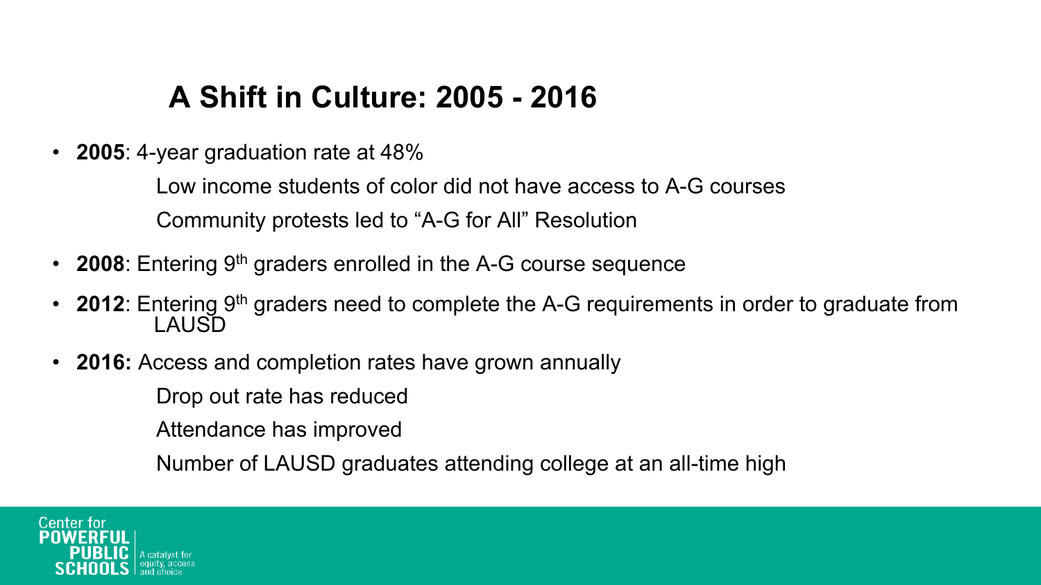## A Shift in Culture: 2005 - 2016

- **2005**: 4-year graduation rate at 48%

  Low income students of color did not have access to A-G courses

  Community protests led to "A-G for All" Resolution

- **2008**: Entering 9th graders enrolled in the A-G course sequence

- **2012**: Entering 9th graders need to complete the A-G requirements in order to graduate from LAUSD

- **2016:** Access and completion rates have grown annually

  Drop out rate has reduced

  Attendance has improved

  Number of LAUSD graduates attending college at an all-time high

Center for POWERFUL PUBLIC SCHOOLS | A catalyst for equity, access and choice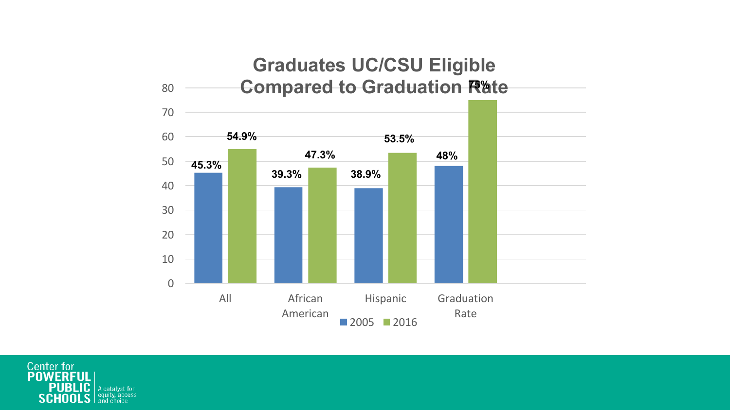# Graduates UC/CSU Eligible Compared to Graduation Rate

| | 2005 | 2016 |
|---|---|---|
| All | 45.3% | 54.9% |
| African American | 39.3% | 47.3% |
| Hispanic | 38.9% | 53.5% |
| Graduation Rate | 48% | 75% |

Center for POWERFUL PUBLIC SCHOOLS | A catalyst for equity, access and choice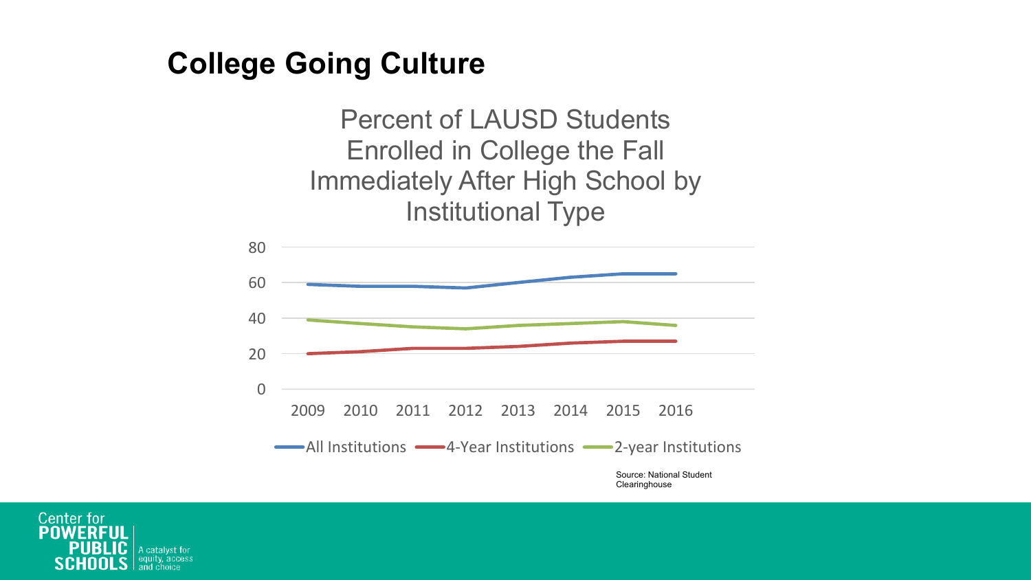## College Going Culture

Percent of LAUSD Students Enrolled in College the Fall Immediately After High School by Institutional Type

80
60
40
20
0

2009 2010 2011 2012 2013 2014 2015 2016

All Institutions   4-Year Institutions   2-year Institutions

Source: National Student Clearinghouse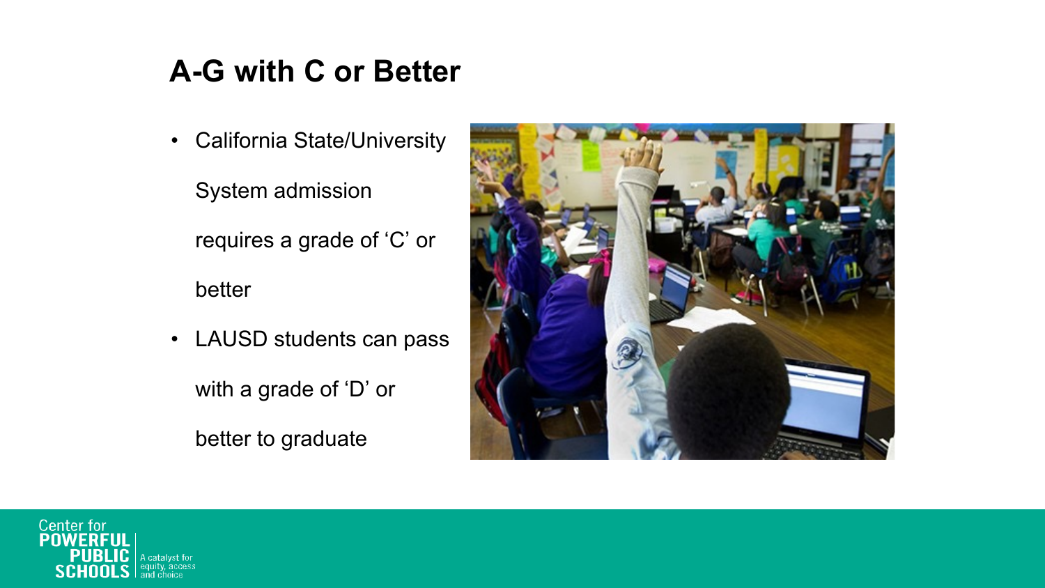# A-G with C or Better

- California State/University System admission requires a grade of 'C' or better
- LAUSD students can pass with a grade of 'D' or better to graduate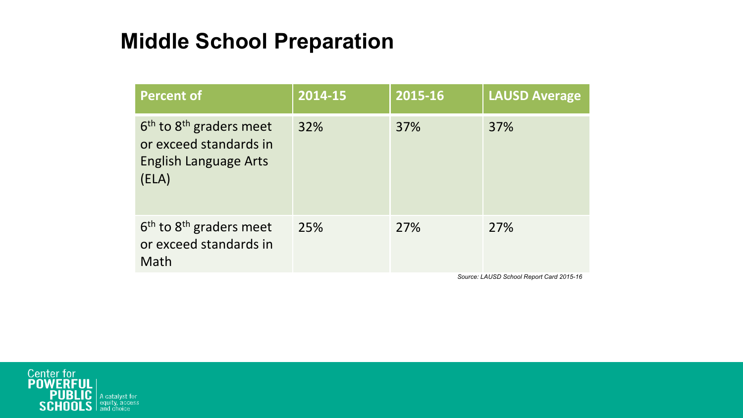# Middle School Preparation

| Percent of | 2014-15 | 2015-16 | LAUSD Average |
|---|---|---|---|
| $6^{th}$ to $8^{th}$ graders meet or exceed standards in English Language Arts (ELA) | 32% | 37% | 37% |
| $6^{th}$ to $8^{th}$ graders meet or exceed standards in Math | 25% | 27% | 27% |

*Source: LAUSD School Report Card 2015-16*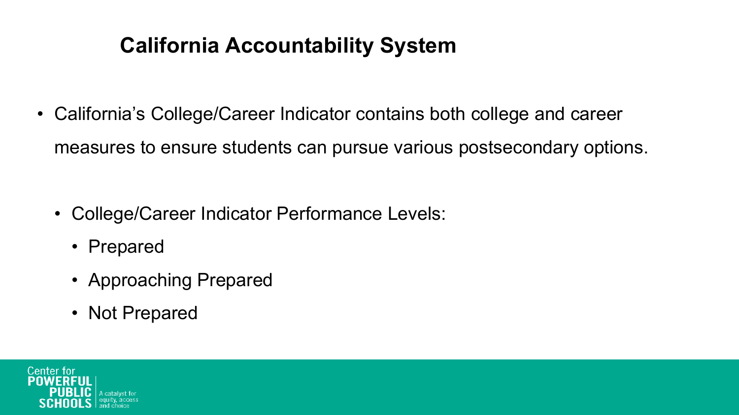# California Accountability System

- California's College/Career Indicator contains both college and career measures to ensure students can pursue various postsecondary options.
  - College/Career Indicator Performance Levels:
    - Prepared
    - Approaching Prepared
    - Not Prepared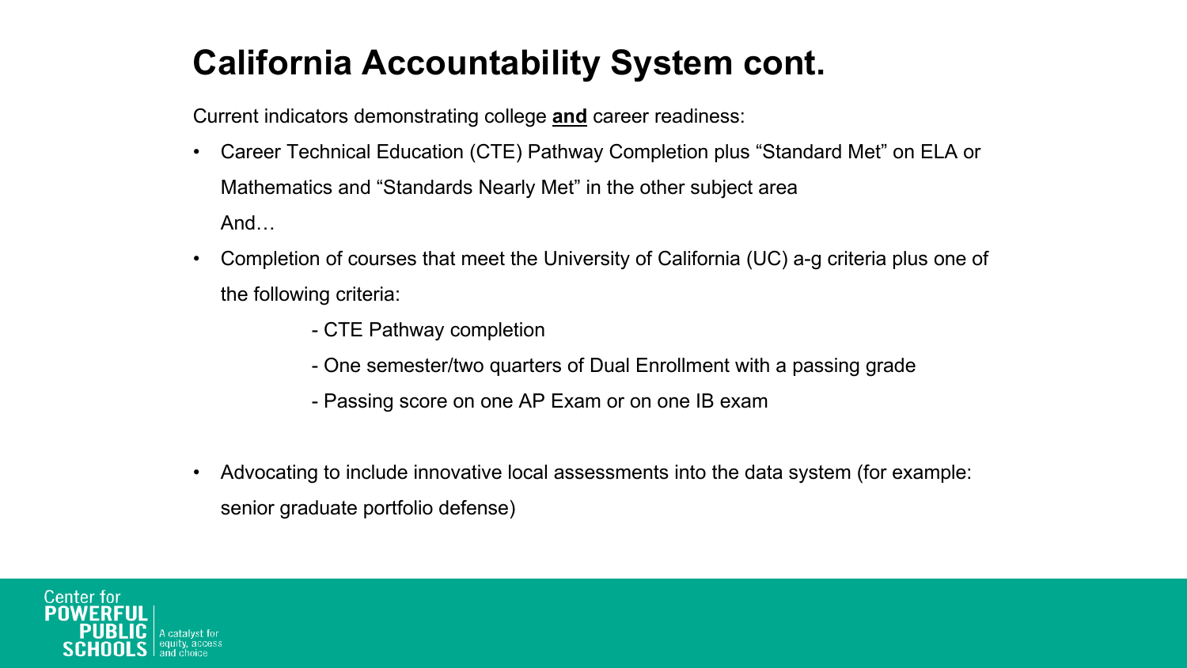# California Accountability System cont.

Current indicators demonstrating college **and** career readiness:

- Career Technical Education (CTE) Pathway Completion plus "Standard Met" on ELA or Mathematics and "Standards Nearly Met" in the other subject area

  And…

- Completion of courses that meet the University of California (UC) a-g criteria plus one of the following criteria:
  - CTE Pathway completion
  - One semester/two quarters of Dual Enrollment with a passing grade
  - Passing score on one AP Exam or on one IB exam

- Advocating to include innovative local assessments into the data system (for example: senior graduate portfolio defense)

Center for POWERFUL PUBLIC SCHOOLS | A catalyst for equity, access and choice